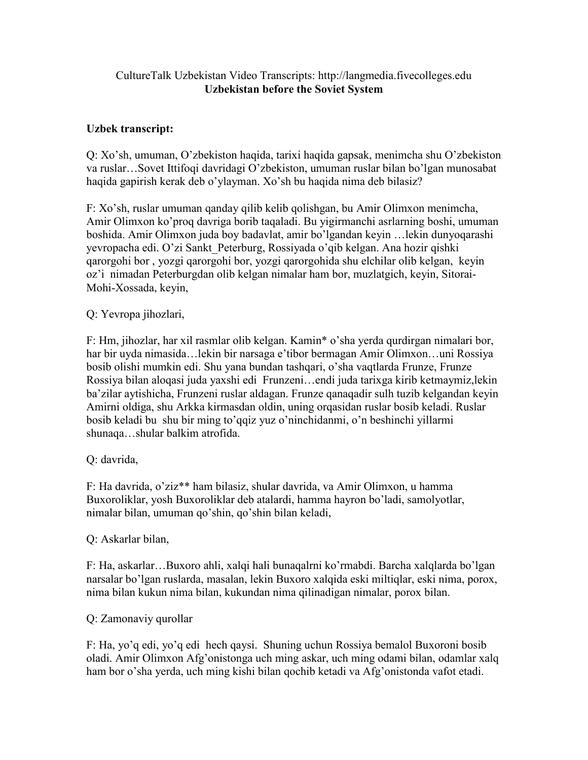CultureTalk Uzbekistan Video Transcripts: http://langmedia.fivecolleges.edu

**Uzbekistan before the Soviet System**

**Uzbek transcript:**

Q: Xo'sh, umuman, O'zbekiston haqida, tarixi haqida gapsak, menimcha shu O'zbekiston va ruslar…Sovet Ittifoqi davridagi O'zbekiston, umuman ruslar bilan bo'lgan munosabat haqida gapirish kerak deb o'ylayman. Xo'sh bu haqida nima deb bilasiz?

F: Xo'sh, ruslar umuman qanday qilib kelib qolishgan, bu Amir Olimxon menimcha, Amir Olimxon ko'proq davriga borib taqaladi. Bu yigirmanchi asrlarning boshi, umuman boshida. Amir Olimxon juda boy badavlat, amir bo'lgandan keyin …lekin dunyoqarashi yevropacha edi. O'zi Sankt_Peterburg, Rossiyada o'qib kelgan. Ana hozir qishki qarorgohi bor , yozgi qarorgohi bor, yozgi qarorgohida shu elchilar olib kelgan, keyin oz'i nimadan Peterburgdan olib kelgan nimalar ham bor, muzlatgich, keyin, Sitorai-Mohi-Xossada, keyin,

Q: Yevropa jihozlari,

F: Hm, jihozlar, har xil rasmlar olib kelgan. Kamin* o'sha yerda qurdirgan nimalari bor, har bir uyda nimasida…lekin bir narsaga e'tibor bermagan Amir Olimxon…uni Rossiya bosib olishi mumkin edi. Shu yana bundan tashqari, o'sha vaqtlarda Frunze, Frunze Rossiya bilan aloqasi juda yaxshi edi Frunzeni…endi juda tarixga kirib ketmaymiz,lekin ba'zilar aytishicha, Frunzeni ruslar aldagan. Frunze qanaqadir sulh tuzib kelgandan keyin Amirni oldiga, shu Arkka kirmasdan oldin, uning orqasidan ruslar bosib keladi. Ruslar bosib keladi bu shu bir ming to'qqiz yuz o'ninchidanmi, o'n beshinchi yillarmi shunaqa…shular balkim atrofida.

Q: davrida,

F: Ha davrida, o'ziz** ham bilasiz, shular davrida, va Amir Olimxon, u hamma Buxoroliklar, yosh Buxoroliklar deb atalardi, hamma hayron bo'ladi, samolyotlar, nimalar bilan, umuman qo'shin, qo'shin bilan keladi,

Q: Askarlar bilan,

F: Ha, askarlar…Buxoro ahli, xalqi hali bunaqalrni ko'rmabdi. Barcha xalqlarda bo'lgan narsalar bo'lgan ruslarda, masalan, lekin Buxoro xalqida eski miltiqlar, eski nima, porox, nima bilan kukun nima bilan, kukundan nima qilinadigan nimalar, porox bilan.

Q: Zamonaviy qurollar

F: Ha, yo'q edi, yo'q edi hech qaysi. Shuning uchun Rossiya bemalol Buxoroni bosib oladi. Amir Olimxon Afg'onistonga uch ming askar, uch ming odami bilan, odamlar xalq ham bor o'sha yerda, uch ming kishi bilan qochib ketadi va Afg'onistonda vafot etadi.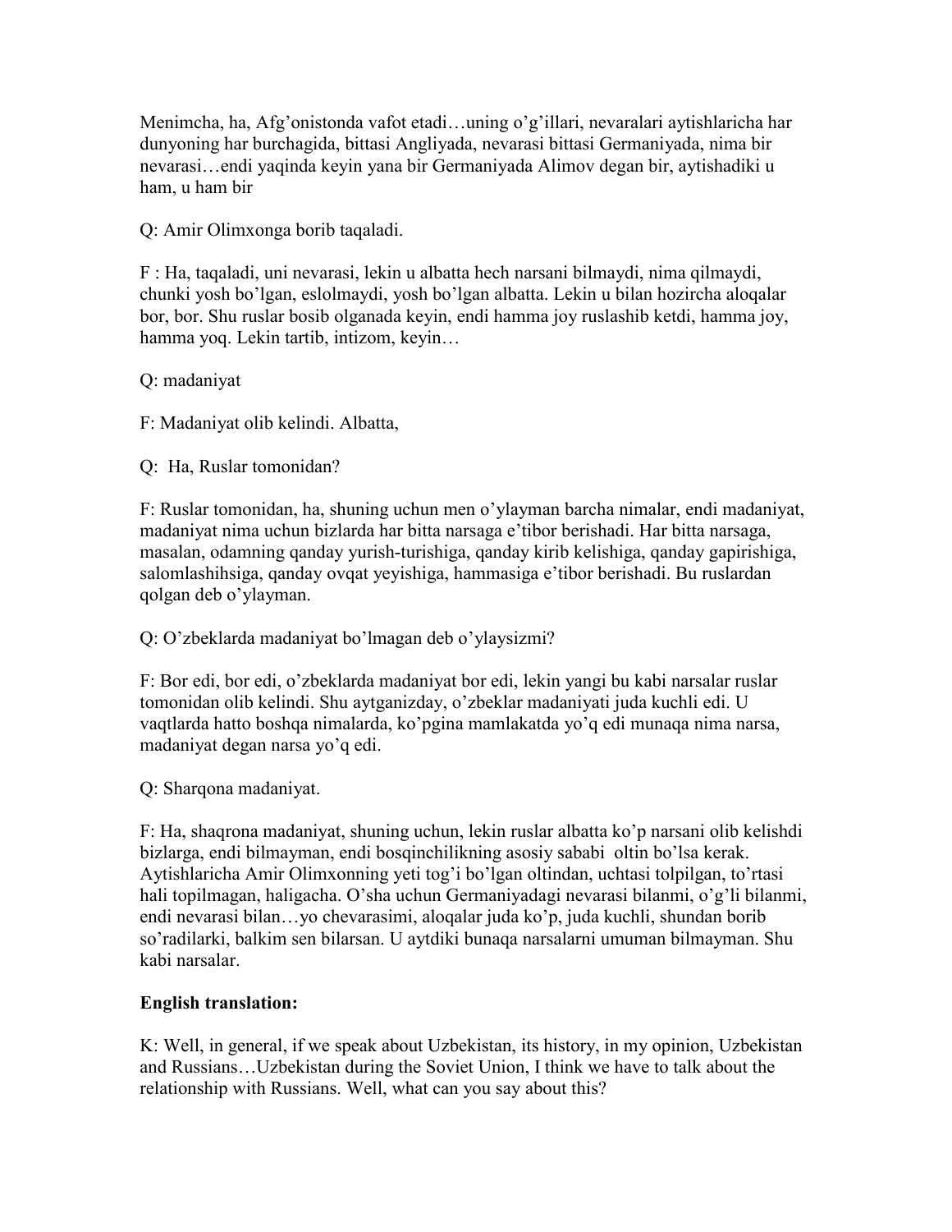Menimcha, ha, Afg'onistonda vafot etadi…uning o'g'illari, nevaralari aytishlaricha har dunyoning har burchagida, bittasi Angliyada, nevarasi bittasi Germaniyada, nima bir nevarasi…endi yaqinda keyin yana bir Germaniyada Alimov degan bir, aytishadiki u ham, u ham bir

Q: Amir Olimxonga borib taqaladi.

F : Ha, taqaladi, uni nevarasi, lekin u albatta hech narsani bilmaydi, nima qilmaydi, chunki yosh bo'lgan, eslolmaydi, yosh bo'lgan albatta. Lekin u bilan hozircha aloqalar bor, bor. Shu ruslar bosib olganada keyin, endi hamma joy ruslashib ketdi, hamma joy, hamma yoq. Lekin tartib, intizom, keyin…

Q: madaniyat

F: Madaniyat olib kelindi. Albatta,

Q: Ha, Ruslar tomonidan?

F: Ruslar tomonidan, ha, shuning uchun men o'ylayman barcha nimalar, endi madaniyat, madaniyat nima uchun bizlarda har bitta narsaga e'tibor berishadi. Har bitta narsaga, masalan, odamning qanday yurish-turishiga, qanday kirib kelishiga, qanday gapirishiga, salomlashihsiga, qanday ovqat yeyishiga, hammasiga e'tibor berishadi. Bu ruslardan qolgan deb o'ylayman.

Q: O'zbeklarda madaniyat bo'lmagan deb o'ylaysizmi?

F: Bor edi, bor edi, o'zbeklarda madaniyat bor edi, lekin yangi bu kabi narsalar ruslar tomonidan olib kelindi. Shu aytganizday, o'zbeklar madaniyati juda kuchli edi. U vaqtlarda hatto boshqa nimalarda, ko'pgina mamlakatda yo'q edi munaqa nima narsa, madaniyat degan narsa yo'q edi.

Q: Sharqona madaniyat.

F: Ha, shaqrona madaniyat, shuning uchun, lekin ruslar albatta ko'p narsani olib kelishdi bizlarga, endi bilmayman, endi bosqinchilikning asosiy sababi oltin bo'lsa kerak. Aytishlaricha Amir Olimxonning yeti tog'i bo'lgan oltindan, uchtasi tolpilgan, to'rtasi hali topilmagan, haligacha. O'sha uchun Germaniyadagi nevarasi bilanmi, o'g'li bilanmi, endi nevarasi bilan…yo chevarasimi, aloqalar juda ko'p, juda kuchli, shundan borib so'radilarki, balkim sen bilarsan. U aytdiki bunaqa narsalarni umuman bilmayman. Shu kabi narsalar.

**English translation:**

K: Well, in general, if we speak about Uzbekistan, its history, in my opinion, Uzbekistan and Russians…Uzbekistan during the Soviet Union, I think we have to talk about the relationship with Russians. Well, what can you say about this?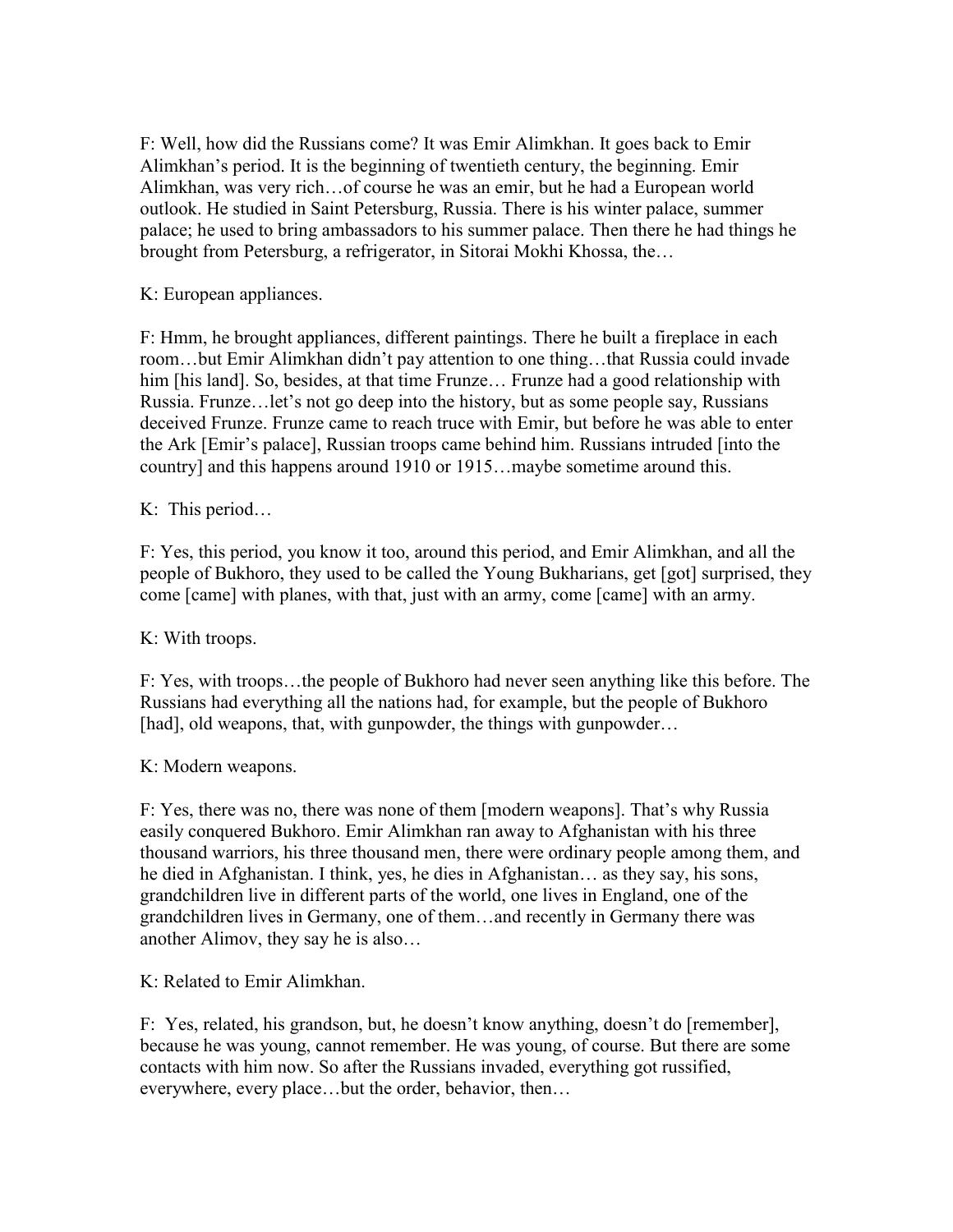F: Well, how did the Russians come? It was Emir Alimkhan. It goes back to Emir Alimkhan's period. It is the beginning of twentieth century, the beginning. Emir Alimkhan, was very rich…of course he was an emir, but he had a European world outlook. He studied in Saint Petersburg, Russia. There is his winter palace, summer palace; he used to bring ambassadors to his summer palace. Then there he had things he brought from Petersburg, a refrigerator, in Sitorai Mokhi Khossa, the…

K: European appliances.

F: Hmm, he brought appliances, different paintings. There he built a fireplace in each room…but Emir Alimkhan didn't pay attention to one thing…that Russia could invade him [his land]. So, besides, at that time Frunze… Frunze had a good relationship with Russia. Frunze…let's not go deep into the history, but as some people say, Russians deceived Frunze. Frunze came to reach truce with Emir, but before he was able to enter the Ark [Emir's palace], Russian troops came behind him. Russians intruded [into the country] and this happens around 1910 or 1915…maybe sometime around this.

K: This period…

F: Yes, this period, you know it too, around this period, and Emir Alimkhan, and all the people of Bukhoro, they used to be called the Young Bukharians, get [got] surprised, they come [came] with planes, with that, just with an army, come [came] with an army.

K: With troops.

F: Yes, with troops…the people of Bukhoro had never seen anything like this before. The Russians had everything all the nations had, for example, but the people of Bukhoro [had], old weapons, that, with gunpowder, the things with gunpowder…

K: Modern weapons.

F: Yes, there was no, there was none of them [modern weapons]. That's why Russia easily conquered Bukhoro. Emir Alimkhan ran away to Afghanistan with his three thousand warriors, his three thousand men, there were ordinary people among them, and he died in Afghanistan. I think, yes, he dies in Afghanistan… as they say, his sons, grandchildren live in different parts of the world, one lives in England, one of the grandchildren lives in Germany, one of them…and recently in Germany there was another Alimov, they say he is also…

K: Related to Emir Alimkhan.

F: Yes, related, his grandson, but, he doesn't know anything, doesn't do [remember], because he was young, cannot remember. He was young, of course. But there are some contacts with him now. So after the Russians invaded, everything got russified, everywhere, every place…but the order, behavior, then…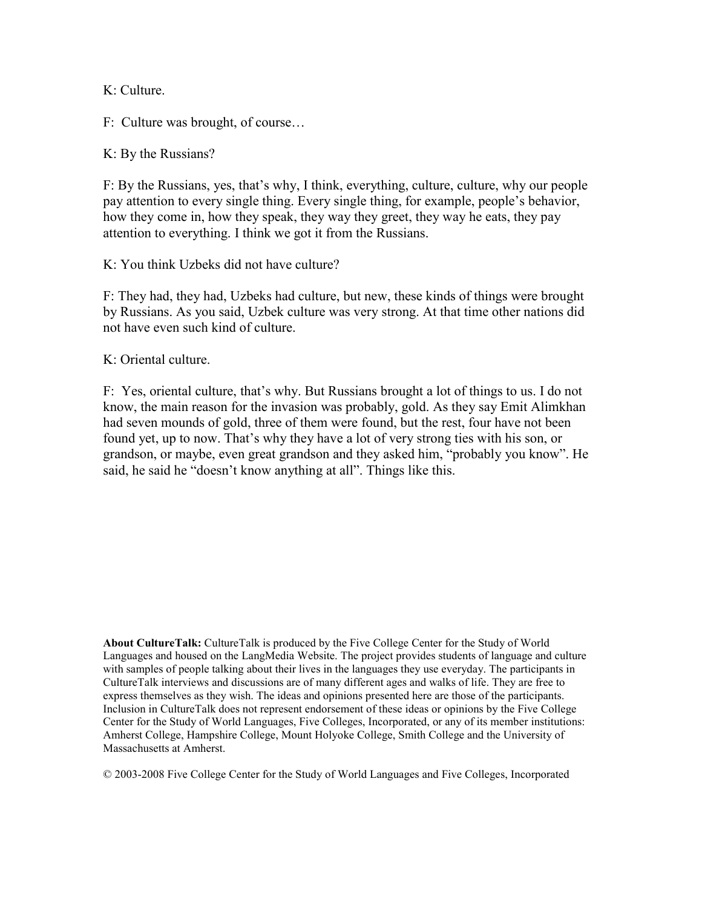K: Culture.

F: Culture was brought, of course…

K: By the Russians?

F: By the Russians, yes, that's why, I think, everything, culture, culture, why our people pay attention to every single thing. Every single thing, for example, people's behavior, how they come in, how they speak, they way they greet, they way he eats, they pay attention to everything. I think we got it from the Russians.

K: You think Uzbeks did not have culture?

F: They had, they had, Uzbeks had culture, but new, these kinds of things were brought by Russians. As you said, Uzbek culture was very strong. At that time other nations did not have even such kind of culture.

K: Oriental culture.

F: Yes, oriental culture, that's why. But Russians brought a lot of things to us. I do not know, the main reason for the invasion was probably, gold. As they say Emit Alimkhan had seven mounds of gold, three of them were found, but the rest, four have not been found yet, up to now. That's why they have a lot of very strong ties with his son, or grandson, or maybe, even great grandson and they asked him, "probably you know". He said, he said he "doesn't know anything at all". Things like this.

**About CultureTalk:** CultureTalk is produced by the Five College Center for the Study of World Languages and housed on the LangMedia Website. The project provides students of language and culture with samples of people talking about their lives in the languages they use everyday. The participants in CultureTalk interviews and discussions are of many different ages and walks of life. They are free to express themselves as they wish. The ideas and opinions presented here are those of the participants. Inclusion in CultureTalk does not represent endorsement of these ideas or opinions by the Five College Center for the Study of World Languages, Five Colleges, Incorporated, or any of its member institutions: Amherst College, Hampshire College, Mount Holyoke College, Smith College and the University of Massachusetts at Amherst.

© 2003-2008 Five College Center for the Study of World Languages and Five Colleges, Incorporated